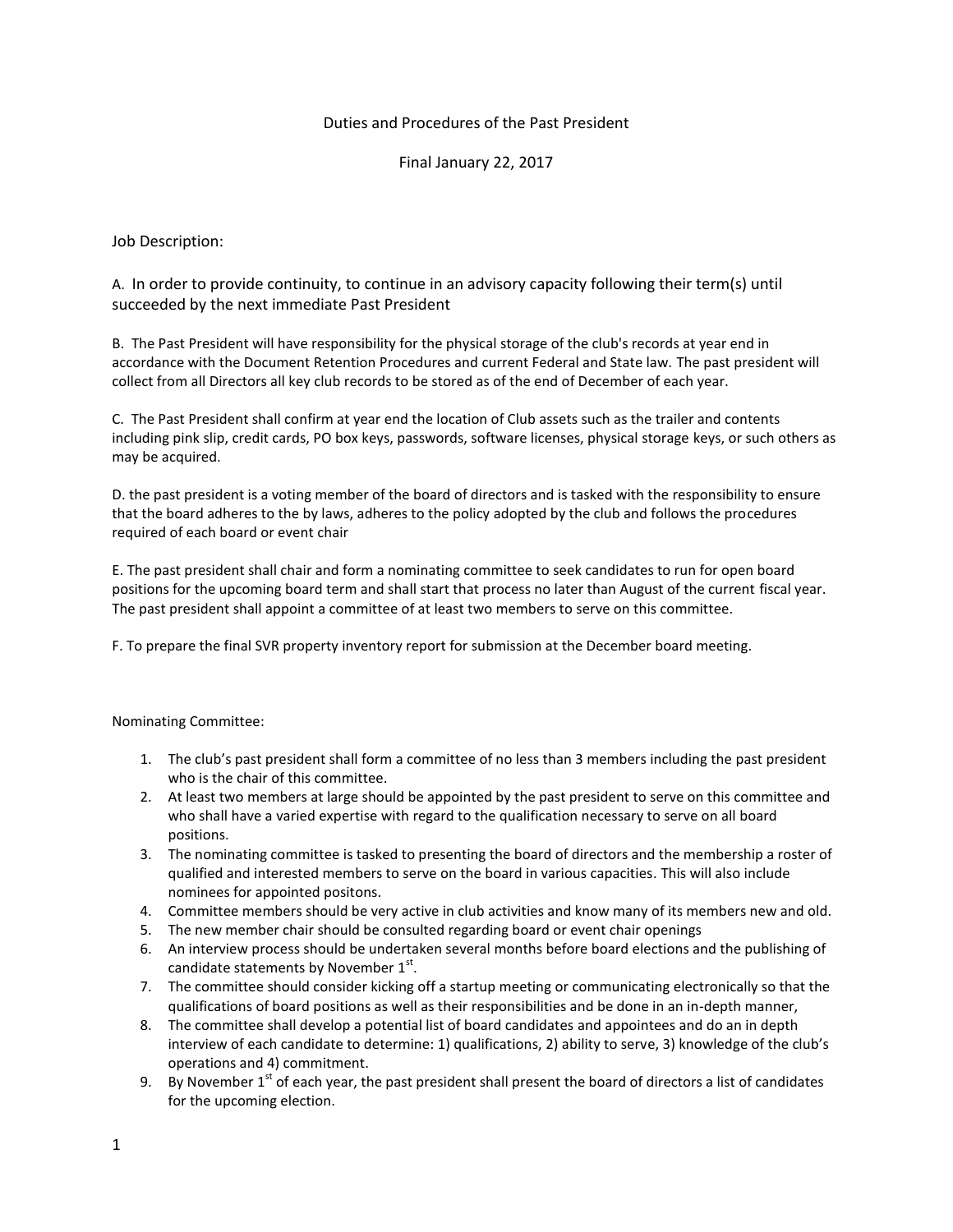# Duties and Procedures of the Past President

Final January 22, 2017

Job Description:

A. In order to provide continuity, to continue in an advisory capacity following their term(s) until succeeded by the next immediate Past President

B. The Past President will have responsibility for the physical storage of the club's records at year end in accordance with the Document Retention Procedures and current Federal and State law. The past president will collect from all Directors all key club records to be stored as of the end of December of each year.

C. The Past President shall confirm at year end the location of Club assets such as the trailer and contents including pink slip, credit cards, PO box keys, passwords, software licenses, physical storage keys, or such others as may be acquired.

D. the past president is a voting member of the board of directors and is tasked with the responsibility to ensure that the board adheres to the by laws, adheres to the policy adopted by the club and follows the procedures required of each board or event chair

E. The past president shall chair and form a nominating committee to seek candidates to run for open board positions for the upcoming board term and shall start that process no later than August of the current fiscal year. The past president shall appoint a committee of at least two members to serve on this committee.

F. To prepare the final SVR property inventory report for submission at the December board meeting.

Nominating Committee:

1. The club's past president shall form a committee of no less than 3 members including the past president who is the chair of this committee.
2. At least two members at large should be appointed by the past president to serve on this committee and who shall have a varied expertise with regard to the qualification necessary to serve on all board positions.
3. The nominating committee is tasked to presenting the board of directors and the membership a roster of qualified and interested members to serve on the board in various capacities. This will also include nominees for appointed positons.
4. Committee members should be very active in club activities and know many of its members new and old.
5. The new member chair should be consulted regarding board or event chair openings
6. An interview process should be undertaken several months before board elections and the publishing of candidate statements by November 1st.
7. The committee should consider kicking off a startup meeting or communicating electronically so that the qualifications of board positions as well as their responsibilities and be done in an in-depth manner,
8. The committee shall develop a potential list of board candidates and appointees and do an in depth interview of each candidate to determine: 1) qualifications, 2) ability to serve, 3) knowledge of the club's operations and 4) commitment.
9. By November 1st of each year, the past president shall present the board of directors a list of candidates for the upcoming election.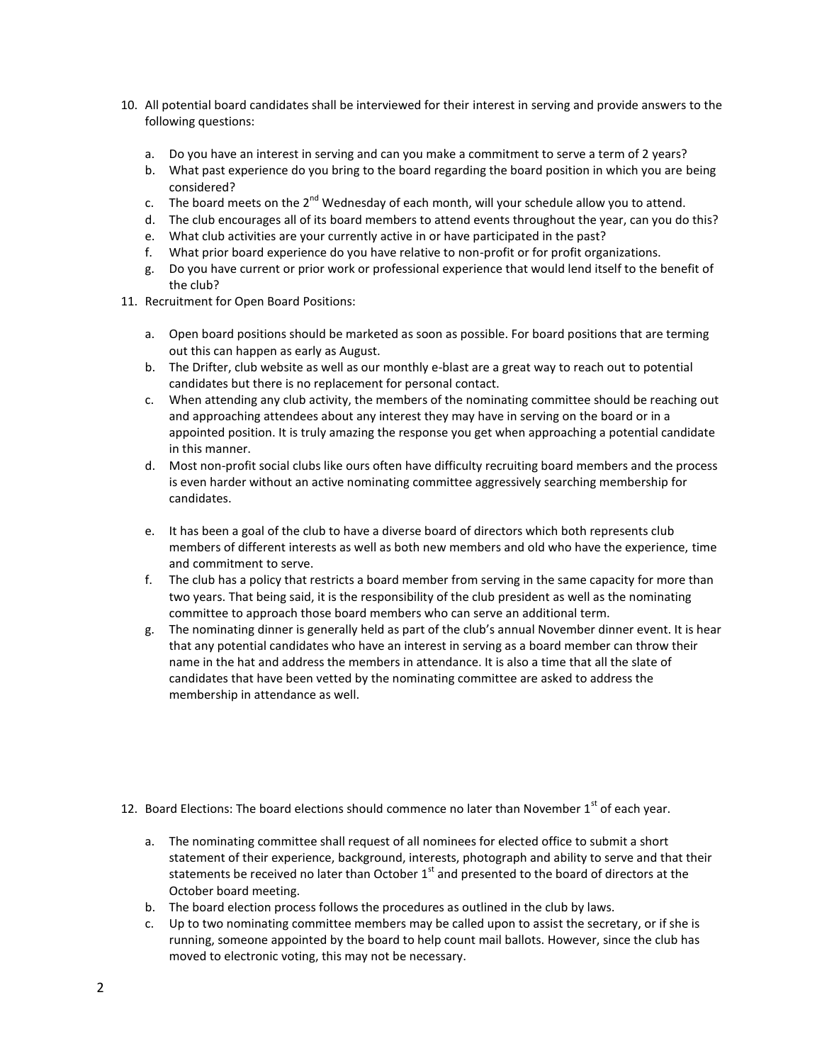10. All potential board candidates shall be interviewed for their interest in serving and provide answers to the following questions:

    a. Do you have an interest in serving and can you make a commitment to serve a term of 2 years?
    b. What past experience do you bring to the board regarding the board position in which you are being considered?
    c. The board meets on the 2nd Wednesday of each month, will your schedule allow you to attend.
    d. The club encourages all of its board members to attend events throughout the year, can you do this?
    e. What club activities are your currently active in or have participated in the past?
    f. What prior board experience do you have relative to non-profit or for profit organizations.
    g. Do you have current or prior work or professional experience that would lend itself to the benefit of the club?

11. Recruitment for Open Board Positions:

    a. Open board positions should be marketed as soon as possible. For board positions that are terming out this can happen as early as August.
    b. The Drifter, club website as well as our monthly e-blast are a great way to reach out to potential candidates but there is no replacement for personal contact.
    c. When attending any club activity, the members of the nominating committee should be reaching out and approaching attendees about any interest they may have in serving on the board or in a appointed position. It is truly amazing the response you get when approaching a potential candidate in this manner.
    d. Most non-profit social clubs like ours often have difficulty recruiting board members and the process is even harder without an active nominating committee aggressively searching membership for candidates.
    e. It has been a goal of the club to have a diverse board of directors which both represents club members of different interests as well as both new members and old who have the experience, time and commitment to serve.
    f. The club has a policy that restricts a board member from serving in the same capacity for more than two years. That being said, it is the responsibility of the club president as well as the nominating committee to approach those board members who can serve an additional term.
    g. The nominating dinner is generally held as part of the club's annual November dinner event. It is hear that any potential candidates who have an interest in serving as a board member can throw their name in the hat and address the members in attendance. It is also a time that all the slate of candidates that have been vetted by the nominating committee are asked to address the membership in attendance as well.

12. Board Elections: The board elections should commence no later than November 1st of each year.

    a. The nominating committee shall request of all nominees for elected office to submit a short statement of their experience, background, interests, photograph and ability to serve and that their statements be received no later than October 1st and presented to the board of directors at the October board meeting.
    b. The board election process follows the procedures as outlined in the club by laws.
    c. Up to two nominating committee members may be called upon to assist the secretary, or if she is running, someone appointed by the board to help count mail ballots. However, since the club has moved to electronic voting, this may not be necessary.